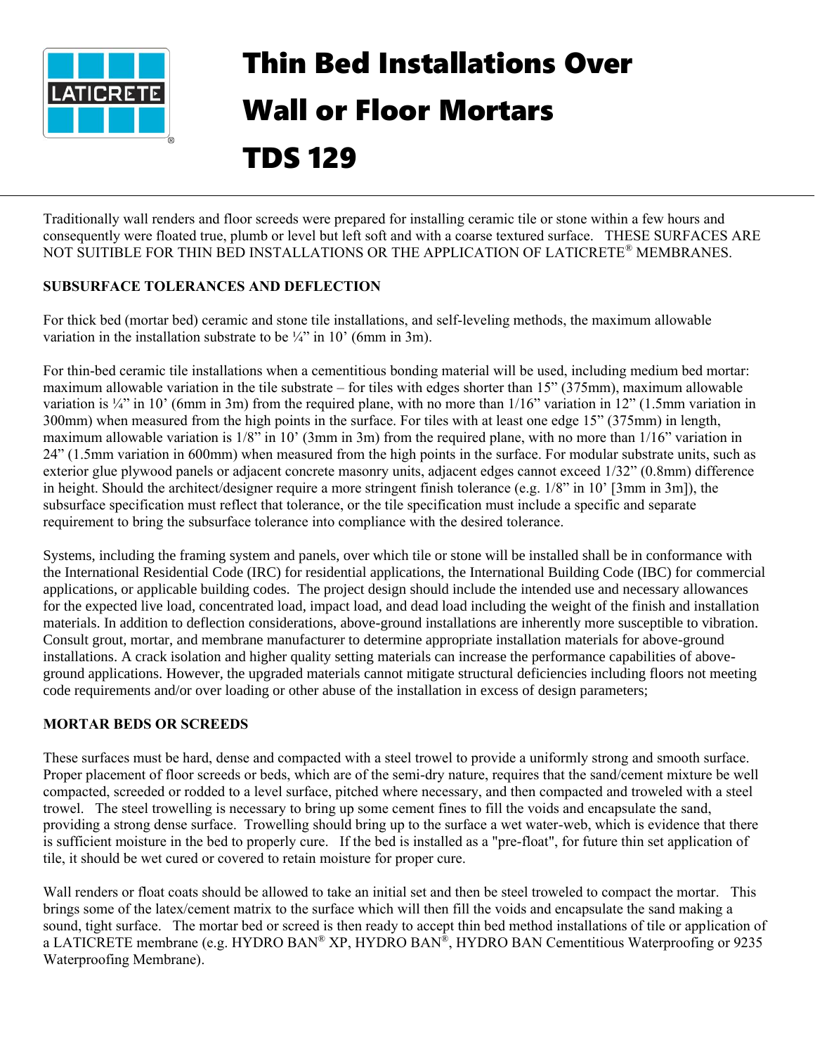# Thin Bed Installations Over Wall or Floor Mortars

# TDS 129

Traditionally wall renders and floor screeds were prepared for installing ceramic tile or stone within a few hours and consequently were floated true, plumb or level but left soft and with a coarse textured surface. THESE SURFACES ARE NOT SUITIBLE FOR THIN BED INSTALLATIONS OR THE APPLICATION OF LATICRETE® MEMBRANES.

**SUBSURFACE TOLERANCES AND DEFLECTION**

For thick bed (mortar bed) ceramic and stone tile installations, and self-leveling methods, the maximum allowable variation in the installation substrate to be ¼" in 10' (6mm in 3m).

For thin-bed ceramic tile installations when a cementitious bonding material will be used, including medium bed mortar: maximum allowable variation in the tile substrate – for tiles with edges shorter than 15" (375mm), maximum allowable variation is ¼" in 10' (6mm in 3m) from the required plane, with no more than 1/16" variation in 12" (1.5mm variation in 300mm) when measured from the high points in the surface. For tiles with at least one edge 15" (375mm) in length, maximum allowable variation is 1/8" in 10' (3mm in 3m) from the required plane, with no more than 1/16" variation in 24" (1.5mm variation in 600mm) when measured from the high points in the surface. For modular substrate units, such as exterior glue plywood panels or adjacent concrete masonry units, adjacent edges cannot exceed 1/32" (0.8mm) difference in height. Should the architect/designer require a more stringent finish tolerance (e.g. 1/8" in 10' [3mm in 3m]), the subsurface specification must reflect that tolerance, or the tile specification must include a specific and separate requirement to bring the subsurface tolerance into compliance with the desired tolerance.

Systems, including the framing system and panels, over which tile or stone will be installed shall be in conformance with the International Residential Code (IRC) for residential applications, the International Building Code (IBC) for commercial applications, or applicable building codes. The project design should include the intended use and necessary allowances for the expected live load, concentrated load, impact load, and dead load including the weight of the finish and installation materials. In addition to deflection considerations, above-ground installations are inherently more susceptible to vibration. Consult grout, mortar, and membrane manufacturer to determine appropriate installation materials for above-ground installations. A crack isolation and higher quality setting materials can increase the performance capabilities of above-ground applications. However, the upgraded materials cannot mitigate structural deficiencies including floors not meeting code requirements and/or over loading or other abuse of the installation in excess of design parameters;

**MORTAR BEDS OR SCREEDS**

These surfaces must be hard, dense and compacted with a steel trowel to provide a uniformly strong and smooth surface. Proper placement of floor screeds or beds, which are of the semi-dry nature, requires that the sand/cement mixture be well compacted, screeded or rodded to a level surface, pitched where necessary, and then compacted and troweled with a steel trowel. The steel trowelling is necessary to bring up some cement fines to fill the voids and encapsulate the sand, providing a strong dense surface. Trowelling should bring up to the surface a wet water-web, which is evidence that there is sufficient moisture in the bed to properly cure. If the bed is installed as a "pre-float", for future thin set application of tile, it should be wet cured or covered to retain moisture for proper cure.

Wall renders or float coats should be allowed to take an initial set and then be steel troweled to compact the mortar. This brings some of the latex/cement matrix to the surface which will then fill the voids and encapsulate the sand making a sound, tight surface. The mortar bed or screed is then ready to accept thin bed method installations of tile or application of a LATICRETE membrane (e.g. HYDRO BAN® XP, HYDRO BAN®, HYDRO BAN Cementitious Waterproofing or 9235 Waterproofing Membrane).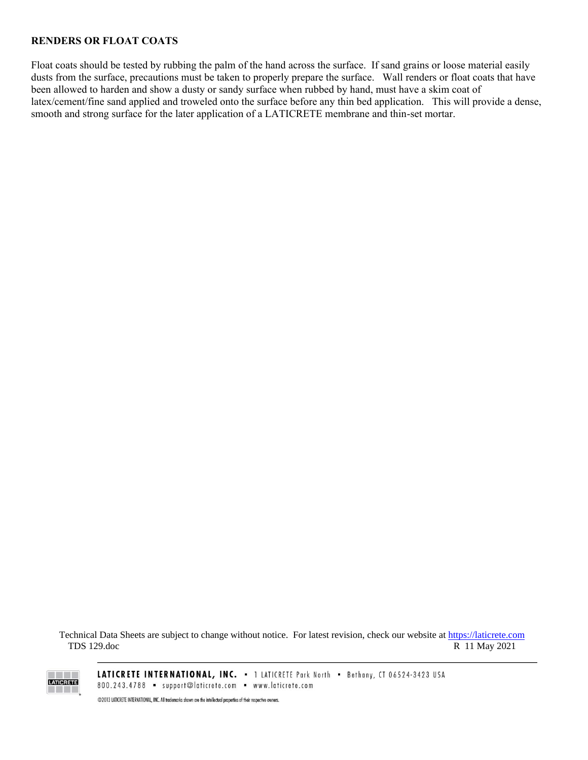**RENDERS OR FLOAT COATS**

Float coats should be tested by rubbing the palm of the hand across the surface. If sand grains or loose material easily dusts from the surface, precautions must be taken to properly prepare the surface. Wall renders or float coats that have been allowed to harden and show a dusty or sandy surface when rubbed by hand, must have a skim coat of latex/cement/fine sand applied and troweled onto the surface before any thin bed application. This will provide a dense, smooth and strong surface for the later application of a LATICRETE membrane and thin-set mortar.

Technical Data Sheets are subject to change without notice. For latest revision, check our website at https://laticrete.com

TDS 129.doc R 11 May 2021

**LATICRETE INTERNATIONAL, INC.** ▪ 1 LATICRETE Park North ▪ Bethany, CT 06524-3423 USA

800.243.4788 ▪ support@laticrete.com ▪ www.laticrete.com

©2013 LATICRETE INTERNATIONAL, INC. All trademarks shown are the intellectual properties of their respective owners.